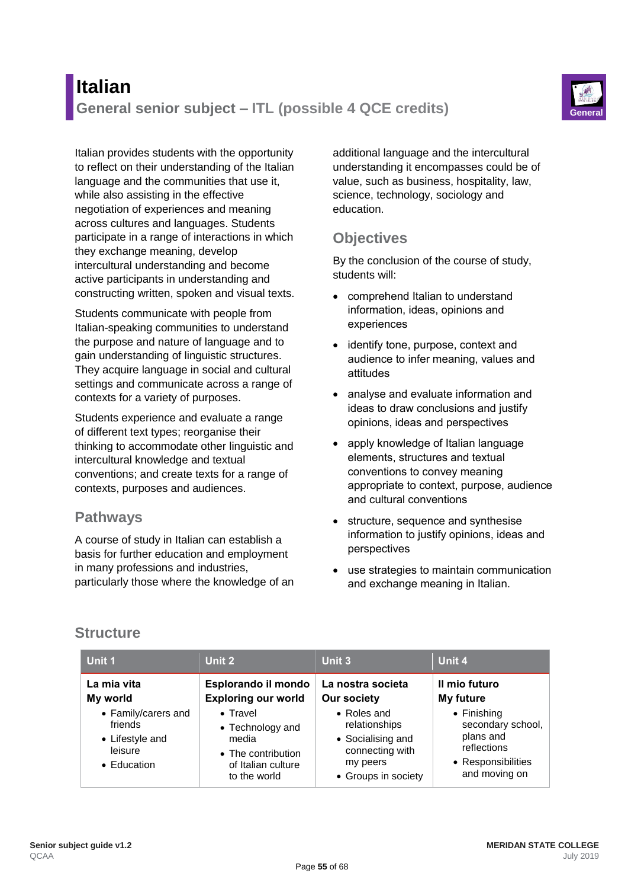// Italian

## General senior subject – ITL (possible 4 QCE credits)

General

Italian provides students with the opportunity to reflect on their understanding of the Italian language and the communities that use it, while also assisting in the effective negotiation of experiences and meaning across cultures and languages. Students participate in a range of interactions in which they exchange meaning, develop intercultural understanding and become active participants in understanding and constructing written, spoken and visual texts.

Students communicate with people from Italian-speaking communities to understand the purpose and nature of language and to gain understanding of linguistic structures. They acquire language in social and cultural settings and communicate across a range of contexts for a variety of purposes.

Students experience and evaluate a range of different text types; reorganise their thinking to accommodate other linguistic and intercultural knowledge and textual conventions; and create texts for a range of contexts, purposes and audiences.

## Pathways

A course of study in Italian can establish a basis for further education and employment in many professions and industries, particularly those where the knowledge of an additional language and the intercultural understanding it encompasses could be of value, such as business, hospitality, law, science, technology, sociology and education.

## Objectives

By the conclusion of the course of study, students will:

- comprehend Italian to understand information, ideas, opinions and experiences
- identify tone, purpose, context and audience to infer meaning, values and attitudes
- analyse and evaluate information and ideas to draw conclusions and justify opinions, ideas and perspectives
- apply knowledge of Italian language elements, structures and textual conventions to convey meaning appropriate to context, purpose, audience and cultural conventions
- structure, sequence and synthesise information to justify opinions, ideas and perspectives
- use strategies to maintain communication and exchange meaning in Italian.

## Structure

| Unit 1 | Unit 2 | Unit 3 | Unit 4 |
|---|---|---|---|
| **La mia vita**<br>**My world**<br>• Family/carers and friends<br>• Lifestyle and leisure<br>• Education | **Esplorando il mondo**<br>**Exploring our world**<br>• Travel<br>• Technology and media<br>• The contribution of Italian culture to the world | **La nostra societa**<br>**Our society**<br>• Roles and relationships<br>• Socialising and connecting with my peers<br>• Groups in society | **Il mio futuro**<br>**My future**<br>• Finishing secondary school, plans and reflections<br>• Responsibilities and moving on |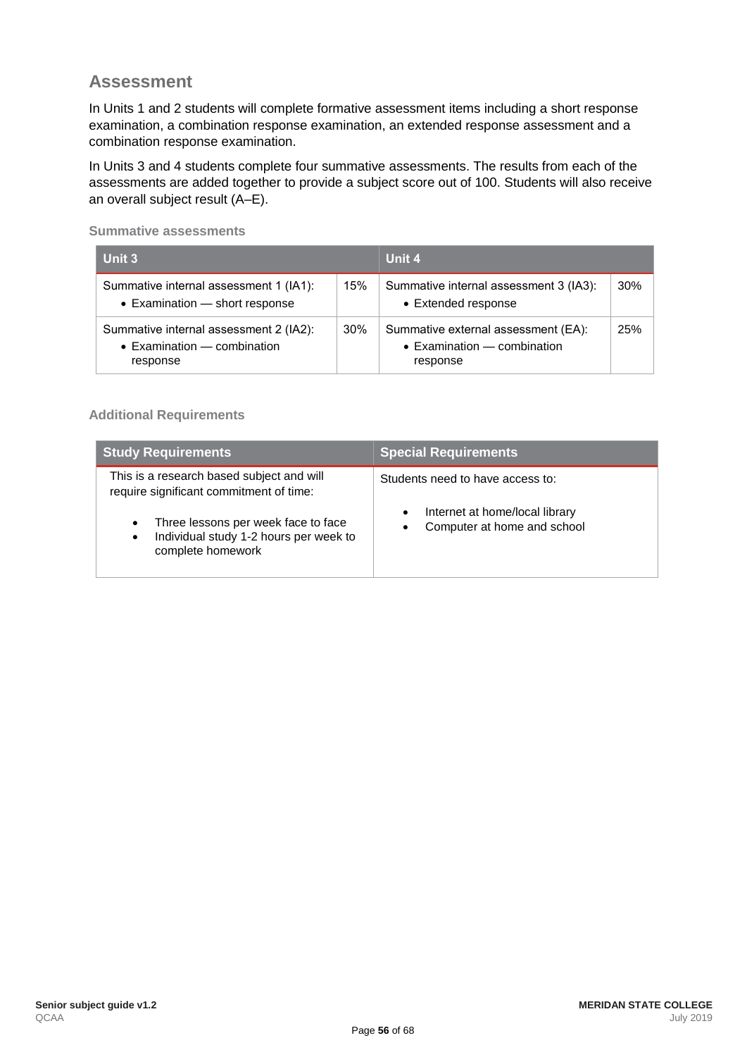## Assessment

In Units 1 and 2 students will complete formative assessment items including a short response examination, a combination response examination, an extended response assessment and a combination response examination.

In Units 3 and 4 students complete four summative assessments. The results from each of the assessments are added together to provide a subject score out of 100. Students will also receive an overall subject result (A–E).

#### Summative assessments

| Unit 3 | | Unit 4 | |
|---|---|---|---|
| Summative internal assessment 1 (IA1): • Examination — short response | 15% | Summative internal assessment 3 (IA3): • Extended response | 30% |
| Summative internal assessment 2 (IA2): • Examination — combination response | 30% | Summative external assessment (EA): • Examination — combination response | 25% |

#### Additional Requirements

| Study Requirements | Special Requirements |
|---|---|
| This is a research based subject and will require significant commitment of time: • Three lessons per week face to face • Individual study 1-2 hours per week to complete homework | Students need to have access to: • Internet at home/local library • Computer at home and school |